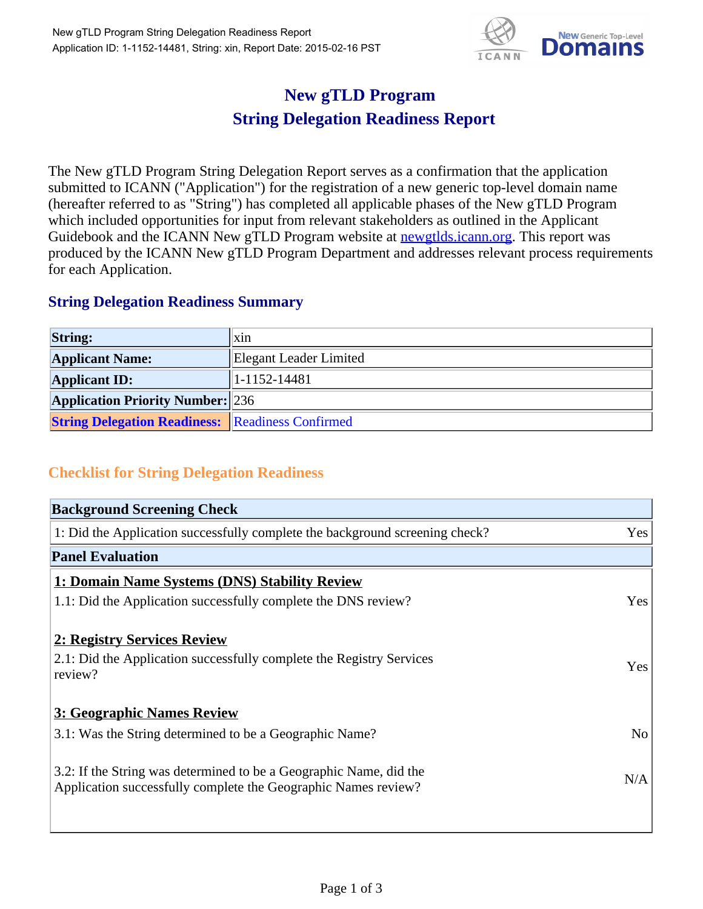# New gTLD Program
# String Delegation Readiness Report

The New gTLD Program String Delegation Report serves as a confirmation that the application submitted to ICANN ("Application") for the registration of a new generic top-level domain name (hereafter referred to as "String") has completed all applicable phases of the New gTLD Program which included opportunities for input from relevant stakeholders as outlined in the Applicant Guidebook and the ICANN New gTLD Program website at newgtlds.icann.org. This report was produced by the ICANN New gTLD Program Department and addresses relevant process requirements for each Application.

## String Delegation Readiness Summary

| | |
|---|---|
| **String:** | xin |
| **Applicant Name:** | Elegant Leader Limited |
| **Applicant ID:** | 1-1152-14481 |
| **Application Priority Number:** | 236 |
| **String Delegation Readiness:** | Readiness Confirmed |

## Checklist for String Delegation Readiness

| **Background Screening Check** | |
|---|---|
| 1: Did the Application successfully complete the background screening check? | Yes |
| **Panel Evaluation** | |
| **1: Domain Name Systems (DNS) Stability Review** | |
| 1.1: Did the Application successfully complete the DNS review? | Yes |
| **2: Registry Services Review** | |
| 2.1: Did the Application successfully complete the Registry Services review? | Yes |
| **3: Geographic Names Review** | |
| 3.1: Was the String determined to be a Geographic Name? | No |
| 3.2: If the String was determined to be a Geographic Name, did the Application successfully complete the Geographic Names review? | N/A |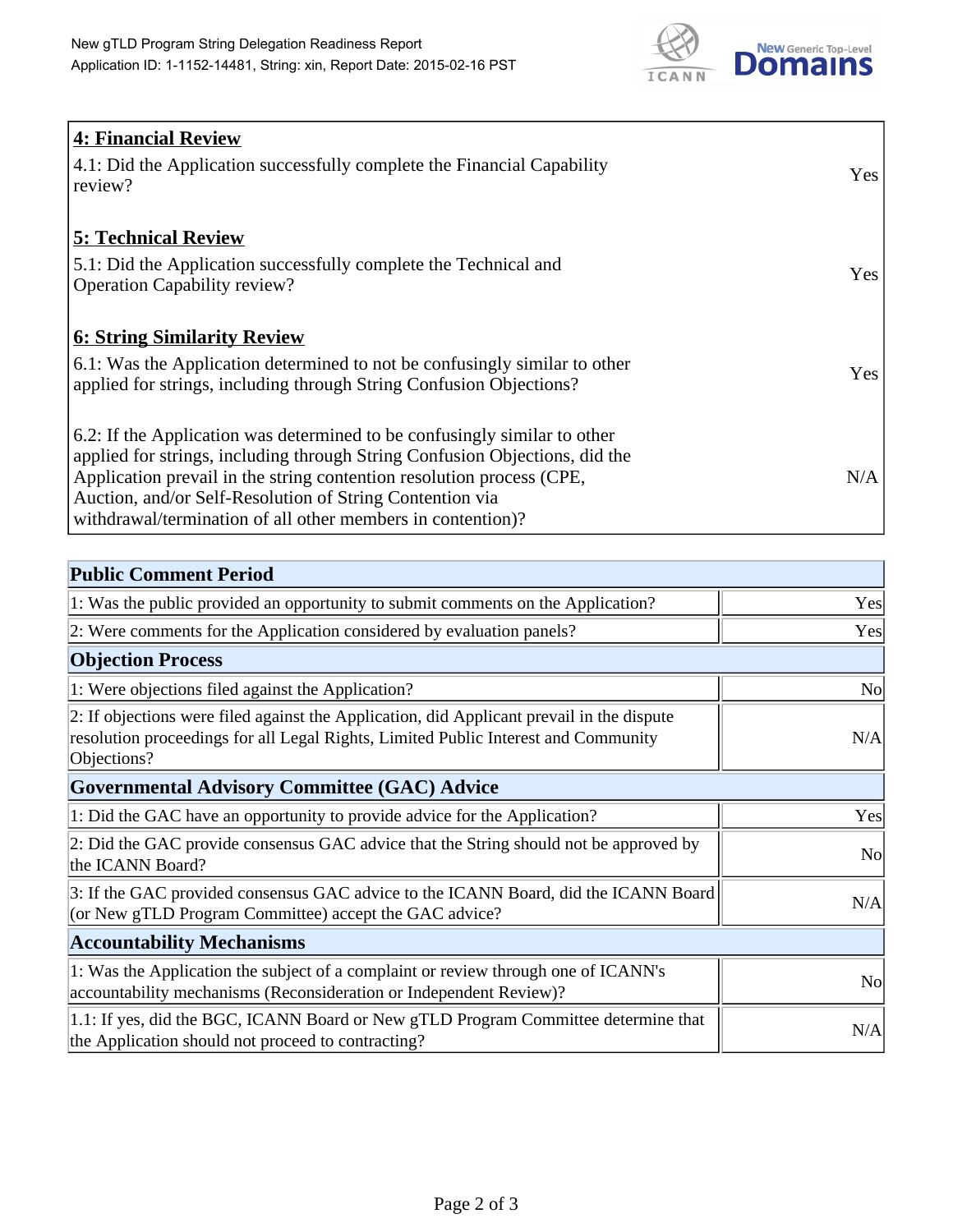| **4: Financial Review** | |
|---|---|
| 4.1: Did the Application successfully complete the Financial Capability review? | Yes |
| **5: Technical Review** | |
| 5.1: Did the Application successfully complete the Technical and Operation Capability review? | Yes |
| **6: String Similarity Review** | |
| 6.1: Was the Application determined to not be confusingly similar to other applied for strings, including through String Confusion Objections? | Yes |
| 6.2: If the Application was determined to be confusingly similar to other applied for strings, including through String Confusion Objections, did the Application prevail in the string contention resolution process (CPE, Auction, and/or Self-Resolution of String Contention via withdrawal/termination of all other members in contention)? | N/A |

| **Public Comment Period** | |
|---|---|
| 1: Was the public provided an opportunity to submit comments on the Application? | Yes |
| 2: Were comments for the Application considered by evaluation panels? | Yes |
| **Objection Process** | |
| 1: Were objections filed against the Application? | No |
| 2: If objections were filed against the Application, did Applicant prevail in the dispute resolution proceedings for all Legal Rights, Limited Public Interest and Community Objections? | N/A |
| **Governmental Advisory Committee (GAC) Advice** | |
| 1: Did the GAC have an opportunity to provide advice for the Application? | Yes |
| 2: Did the GAC provide consensus GAC advice that the String should not be approved by the ICANN Board? | No |
| 3: If the GAC provided consensus GAC advice to the ICANN Board, did the ICANN Board (or New gTLD Program Committee) accept the GAC advice? | N/A |
| **Accountability Mechanisms** | |
| 1: Was the Application the subject of a complaint or review through one of ICANN's accountability mechanisms (Reconsideration or Independent Review)? | No |
| 1.1: If yes, did the BGC, ICANN Board or New gTLD Program Committee determine that the Application should not proceed to contracting? | N/A |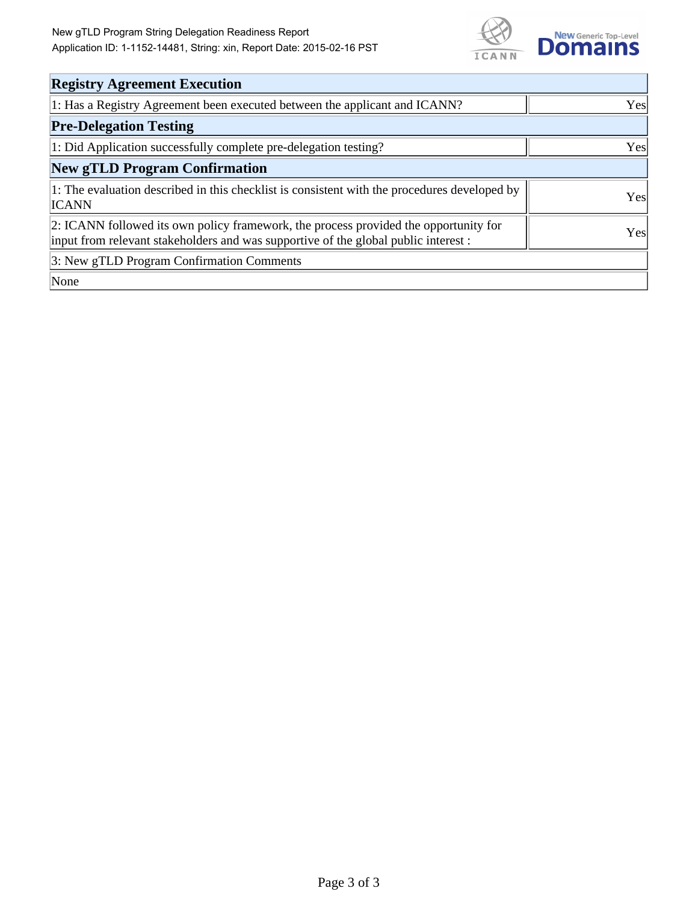| Registry Agreement Execution | |
| --- | --- |
| 1: Has a Registry Agreement been executed between the applicant and ICANN? | Yes |

| Pre-Delegation Testing | |
| --- | --- |
| 1: Did Application successfully complete pre-delegation testing? | Yes |

| New gTLD Program Confirmation | |
| --- | --- |
| 1: The evaluation described in this checklist is consistent with the procedures developed by ICANN | Yes |
| 2: ICANN followed its own policy framework, the process provided the opportunity for input from relevant stakeholders and was supportive of the global public interest : | Yes |
| 3: New gTLD Program Confirmation Comments | |
| None | |